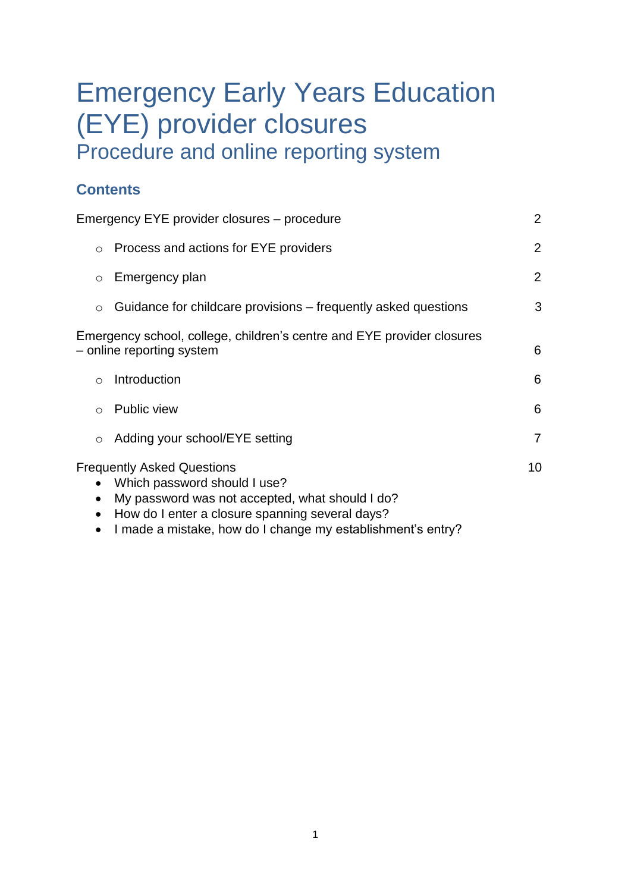# Emergency Early Years Education (EYE) provider closures

## Procedure and online reporting system

### Contents

| | |
|---|---|
| Emergency EYE provider closures – procedure | 2 |
| ○ Process and actions for EYE providers | 2 |
| ○ Emergency plan | 2 |
| ○ Guidance for childcare provisions – frequently asked questions | 3 |
| Emergency school, college, children's centre and EYE provider closures – online reporting system | 6 |
| ○ Introduction | 6 |
| ○ Public view | 6 |
| ○ Adding your school/EYE setting | 7 |
| Frequently Asked Questions | 10 |

- Which password should I use?
- My password was not accepted, what should I do?
- How do I enter a closure spanning several days?
- I made a mistake, how do I change my establishment's entry?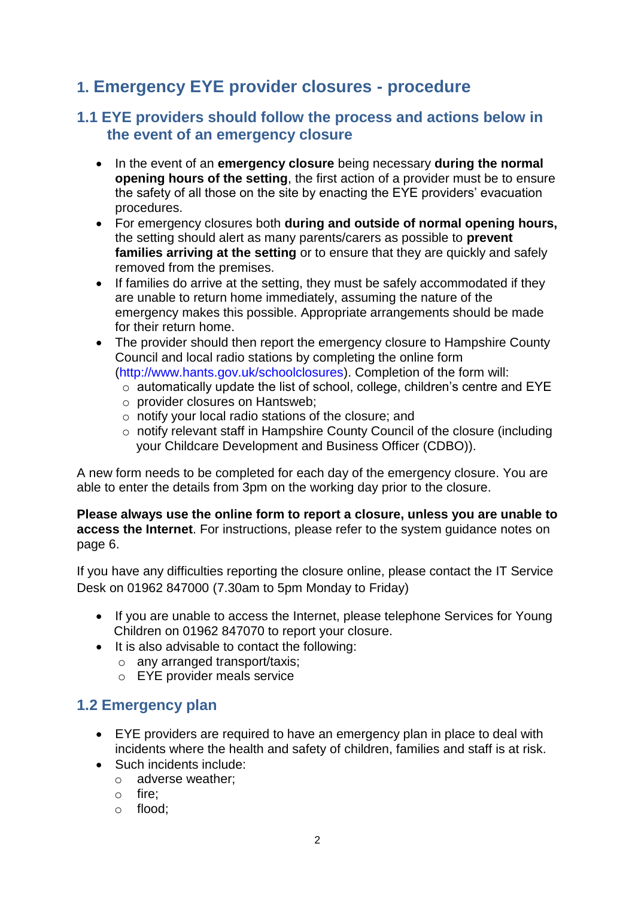# 1. Emergency EYE provider closures - procedure

## 1.1 EYE providers should follow the process and actions below in the event of an emergency closure

- In the event of an **emergency closure** being necessary **during the normal opening hours of the setting**, the first action of a provider must be to ensure the safety of all those on the site by enacting the EYE providers' evacuation procedures.
- For emergency closures both **during and outside of normal opening hours,** the setting should alert as many parents/carers as possible to **prevent families arriving at the setting** or to ensure that they are quickly and safely removed from the premises.
- If families do arrive at the setting, they must be safely accommodated if they are unable to return home immediately, assuming the nature of the emergency makes this possible. Appropriate arrangements should be made for their return home.
- The provider should then report the emergency closure to Hampshire County Council and local radio stations by completing the online form (http://www.hants.gov.uk/schoolclosures). Completion of the form will:
  - automatically update the list of school, college, children's centre and EYE
  - provider closures on Hantsweb;
  - notify your local radio stations of the closure; and
  - notify relevant staff in Hampshire County Council of the closure (including your Childcare Development and Business Officer (CDBO)).

A new form needs to be completed for each day of the emergency closure. You are able to enter the details from 3pm on the working day prior to the closure.

**Please always use the online form to report a closure, unless you are unable to access the Internet**. For instructions, please refer to the system guidance notes on page 6.

If you have any difficulties reporting the closure online, please contact the IT Service Desk on 01962 847000 (7.30am to 5pm Monday to Friday)

- If you are unable to access the Internet, please telephone Services for Young Children on 01962 847070 to report your closure.
- It is also advisable to contact the following:
  - any arranged transport/taxis;
  - EYE provider meals service

## 1.2 Emergency plan

- EYE providers are required to have an emergency plan in place to deal with incidents where the health and safety of children, families and staff is at risk.
- Such incidents include:
  - adverse weather;
  - fire;
  - flood;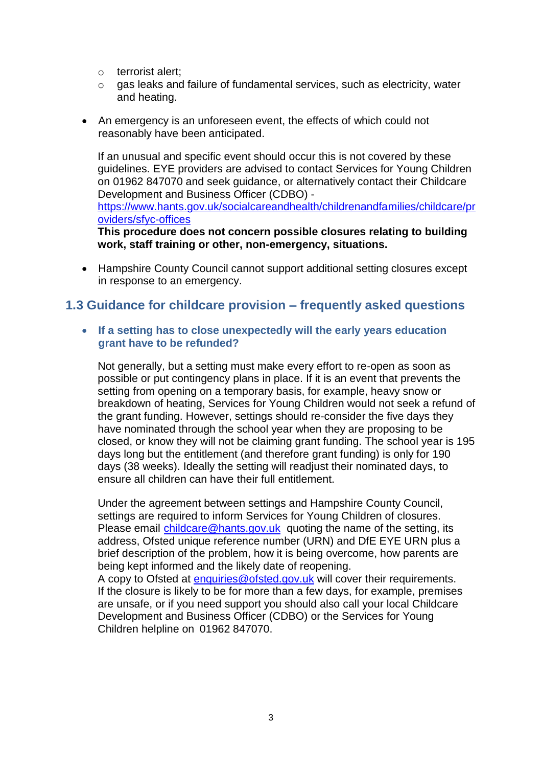- terrorist alert;
  - gas leaks and failure of fundamental services, such as electricity, water and heating.

- An emergency is an unforeseen event, the effects of which could not reasonably have been anticipated.

  If an unusual and specific event should occur this is not covered by these guidelines. EYE providers are advised to contact Services for Young Children on 01962 847070 and seek guidance, or alternatively contact their Childcare Development and Business Officer (CDBO) - https://www.hants.gov.uk/socialcareandhealth/childrenandfamilies/childcare/providers/sfyc-offices
  **This procedure does not concern possible closures relating to building work, staff training or other, non-emergency, situations.**

- Hampshire County Council cannot support additional setting closures except in response to an emergency.

## 1.3 Guidance for childcare provision – frequently asked questions

- **If a setting has to close unexpectedly will the early years education grant have to be refunded?**

  Not generally, but a setting must make every effort to re-open as soon as possible or put contingency plans in place. If it is an event that prevents the setting from opening on a temporary basis, for example, heavy snow or breakdown of heating, Services for Young Children would not seek a refund of the grant funding. However, settings should re-consider the five days they have nominated through the school year when they are proposing to be closed, or know they will not be claiming grant funding. The school year is 195 days long but the entitlement (and therefore grant funding) is only for 190 days (38 weeks). Ideally the setting will readjust their nominated days, to ensure all children can have their full entitlement.

  Under the agreement between settings and Hampshire County Council, settings are required to inform Services for Young Children of closures. Please email childcare@hants.gov.uk quoting the name of the setting, its address, Ofsted unique reference number (URN) and DfE EYE URN plus a brief description of the problem, how it is being overcome, how parents are being kept informed and the likely date of reopening.
  A copy to Ofsted at enquiries@ofsted.gov.uk will cover their requirements.
  If the closure is likely to be for more than a few days, for example, premises are unsafe, or if you need support you should also call your local Childcare Development and Business Officer (CDBO) or the Services for Young Children helpline on 01962 847070.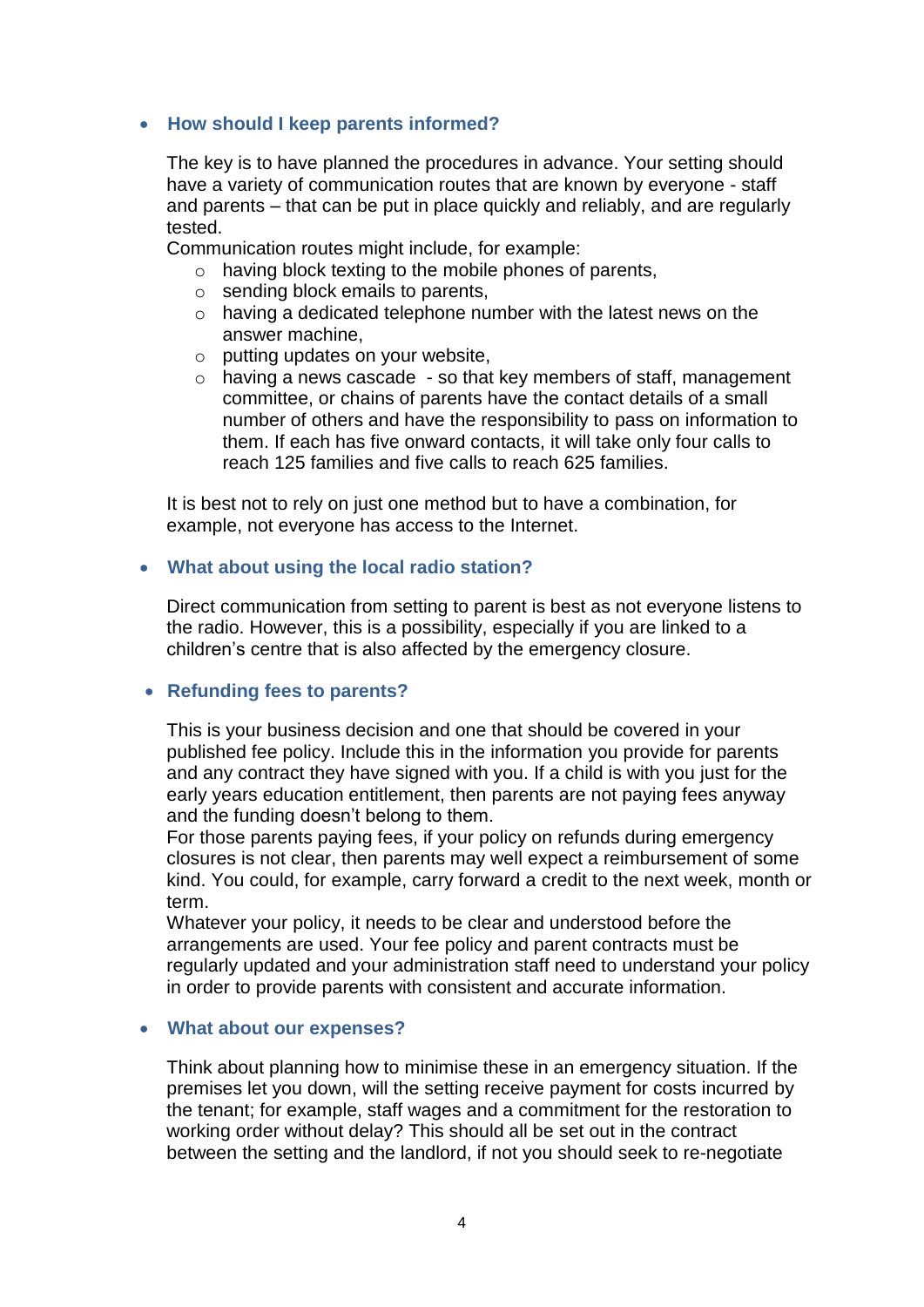- **How should I keep parents informed?**

  The key is to have planned the procedures in advance. Your setting should have a variety of communication routes that are known by everyone - staff and parents – that can be put in place quickly and reliably, and are regularly tested.
  Communication routes might include, for example:
  - having block texting to the mobile phones of parents,
  - sending block emails to parents,
  - having a dedicated telephone number with the latest news on the answer machine,
  - putting updates on your website,
  - having a news cascade - so that key members of staff, management committee, or chains of parents have the contact details of a small number of others and have the responsibility to pass on information to them. If each has five onward contacts, it will take only four calls to reach 125 families and five calls to reach 625 families.

  It is best not to rely on just one method but to have a combination, for example, not everyone has access to the Internet.

- **What about using the local radio station?**

  Direct communication from setting to parent is best as not everyone listens to the radio. However, this is a possibility, especially if you are linked to a children's centre that is also affected by the emergency closure.

- **Refunding fees to parents?**

  This is your business decision and one that should be covered in your published fee policy. Include this in the information you provide for parents and any contract they have signed with you. If a child is with you just for the early years education entitlement, then parents are not paying fees anyway and the funding doesn't belong to them.
  For those parents paying fees, if your policy on refunds during emergency closures is not clear, then parents may well expect a reimbursement of some kind. You could, for example, carry forward a credit to the next week, month or term.
  Whatever your policy, it needs to be clear and understood before the arrangements are used. Your fee policy and parent contracts must be regularly updated and your administration staff need to understand your policy in order to provide parents with consistent and accurate information.

- **What about our expenses?**

  Think about planning how to minimise these in an emergency situation. If the premises let you down, will the setting receive payment for costs incurred by the tenant; for example, staff wages and a commitment for the restoration to working order without delay? This should all be set out in the contract between the setting and the landlord, if not you should seek to re-negotiate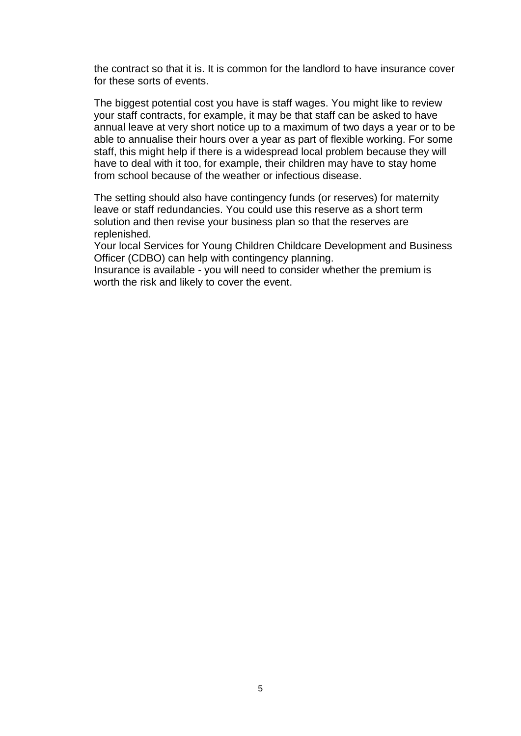the contract so that it is. It is common for the landlord to have insurance cover for these sorts of events.

The biggest potential cost you have is staff wages. You might like to review your staff contracts, for example, it may be that staff can be asked to have annual leave at very short notice up to a maximum of two days a year or to be able to annualise their hours over a year as part of flexible working. For some staff, this might help if there is a widespread local problem because they will have to deal with it too, for example, their children may have to stay home from school because of the weather or infectious disease.

The setting should also have contingency funds (or reserves) for maternity leave or staff redundancies. You could use this reserve as a short term solution and then revise your business plan so that the reserves are replenished.
Your local Services for Young Children Childcare Development and Business Officer (CDBO) can help with contingency planning.
Insurance is available - you will need to consider whether the premium is worth the risk and likely to cover the event.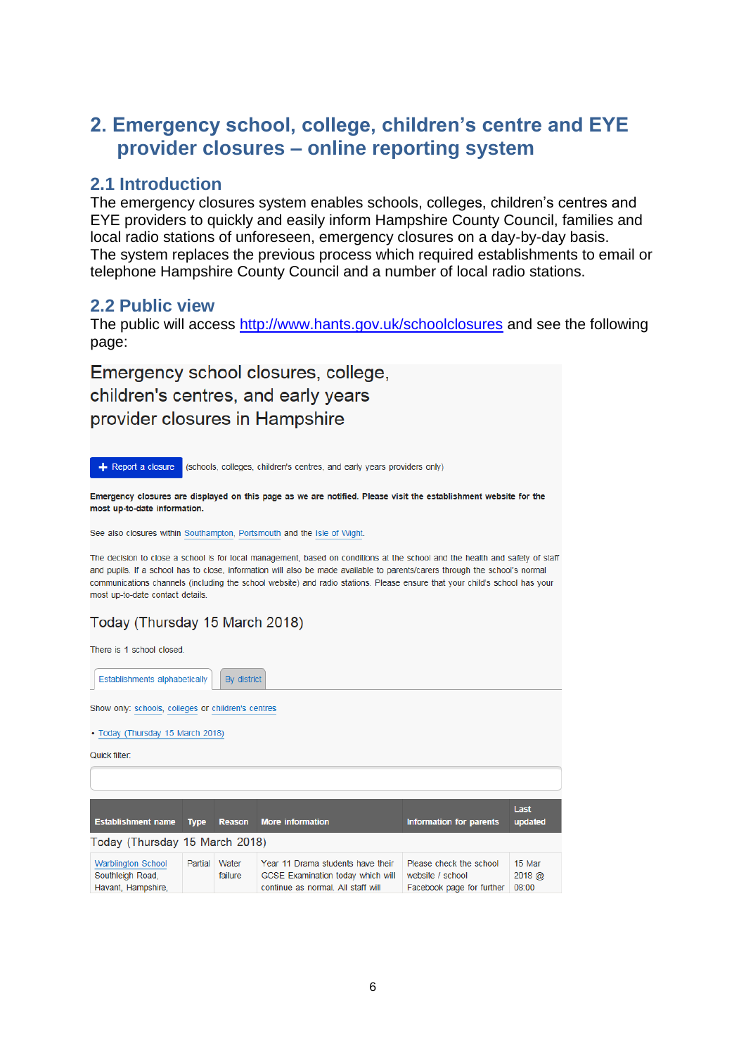## 2. Emergency school, college, children's centre and EYE provider closures – online reporting system

### 2.1 Introduction

The emergency closures system enables schools, colleges, children's centres and EYE providers to quickly and easily inform Hampshire County Council, families and local radio stations of unforeseen, emergency closures on a day-by-day basis.
The system replaces the previous process which required establishments to email or telephone Hampshire County Council and a number of local radio stations.

### 2.2 Public view

The public will access http://www.hants.gov.uk/schoolclosures and see the following page:

Emergency school closures, college, children's centres, and early years provider closures in Hampshire

+ Report a closure (schools, colleges, children's centres, and early years providers only)

**Emergency closures are displayed on this page as we are notified. Please visit the establishment website for the most up-to-date information.**

See also closures within Southampton, Portsmouth and the Isle of Wight.

The decision to close a school is for local management, based on conditions at the school and the health and safety of staff and pupils. If a school has to close, information will also be made available to parents/carers through the school's normal communications channels (including the school website) and radio stations. Please ensure that your child's school has your most up-to-date contact details.

Today (Thursday 15 March 2018)

There is 1 school closed.

Establishments alphabetically | By district

Show only: schools, colleges or children's centres

- Today (Thursday 15 March 2018)

Quick filter:

| Establishment name | Type | Reason | More information | Information for parents | Last updated |
|---|---|---|---|---|---|
| Today (Thursday 15 March 2018) | | | | | |
| Warblington School Southleigh Road, Havant, Hampshire, | Partial | Water failure | Year 11 Drama students have their GCSE Examination today which will continue as normal. All staff will | Please check the school website / school Facebook page for further | 15 Mar 2018 @ 08:00 |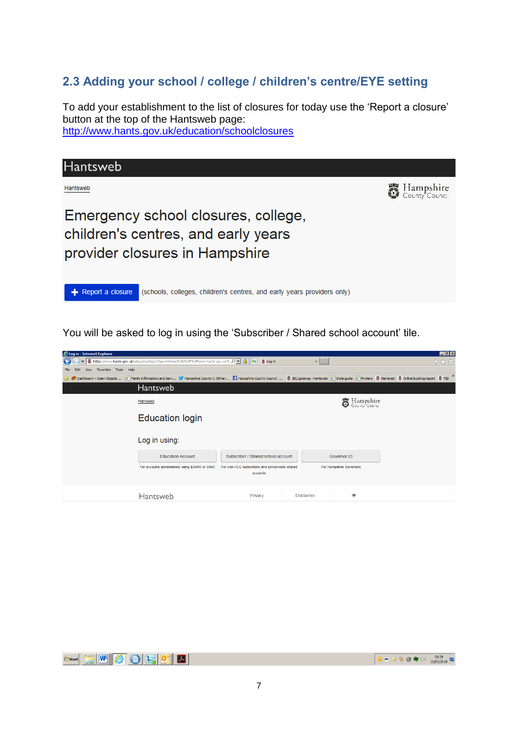## 2.3 Adding your school / college / children's centre/EYE setting

To add your establishment to the list of closures for today use the 'Report a closure' button at the top of the Hantsweb page:
http://www.hants.gov.uk/education/schoolclosures

Hantsweb

Hantsweb

Hampshire County Council

Emergency school closures, college, children's centres, and early years provider closures in Hampshire

+ Report a closure (schools, colleges, children's centres, and early years providers only)

You will be asked to log in using the 'Subscriber / Shared school account' tile.

Hantsweb

Hantsweb

Hampshire County Council

Education login

Log in using:

| Education Account | Subscriber / Shared school account | Governor ID |
|---|---|---|
| For accounts administered using EAMW or SIMS | For non-HCC subscribers and school-wide shared accounts | For Hampshire Governors |

Hantsweb Privacy Disclaimer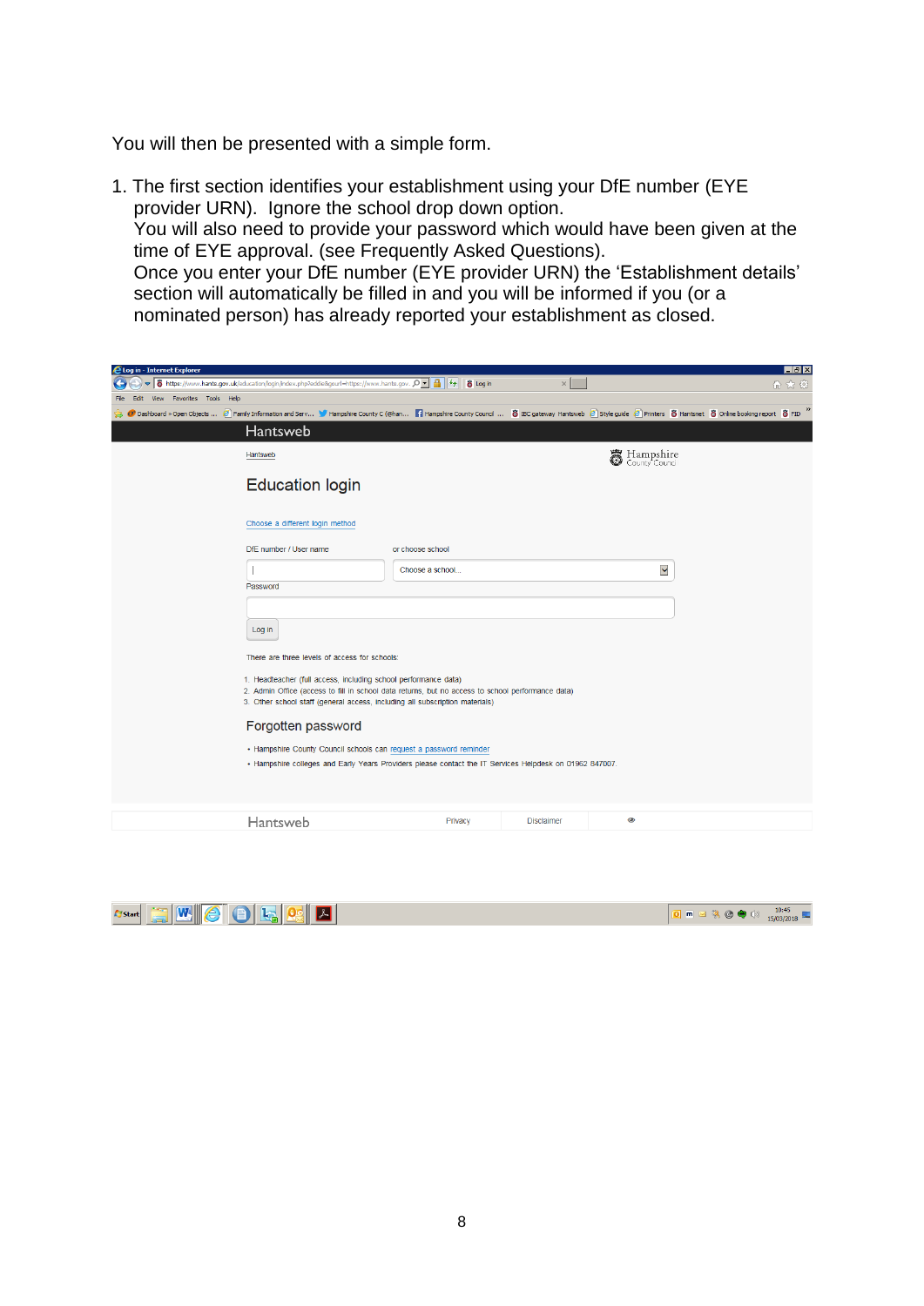You will then be presented with a simple form.

1. The first section identifies your establishment using your DfE number (EYE provider URN). Ignore the school drop down option.
   You will also need to provide your password which would have been given at the time of EYE approval. (see Frequently Asked Questions).
   Once you enter your DfE number (EYE provider URN) the 'Establishment details' section will automatically be filled in and you will be informed if you (or a nominated person) has already reported your establishment as closed.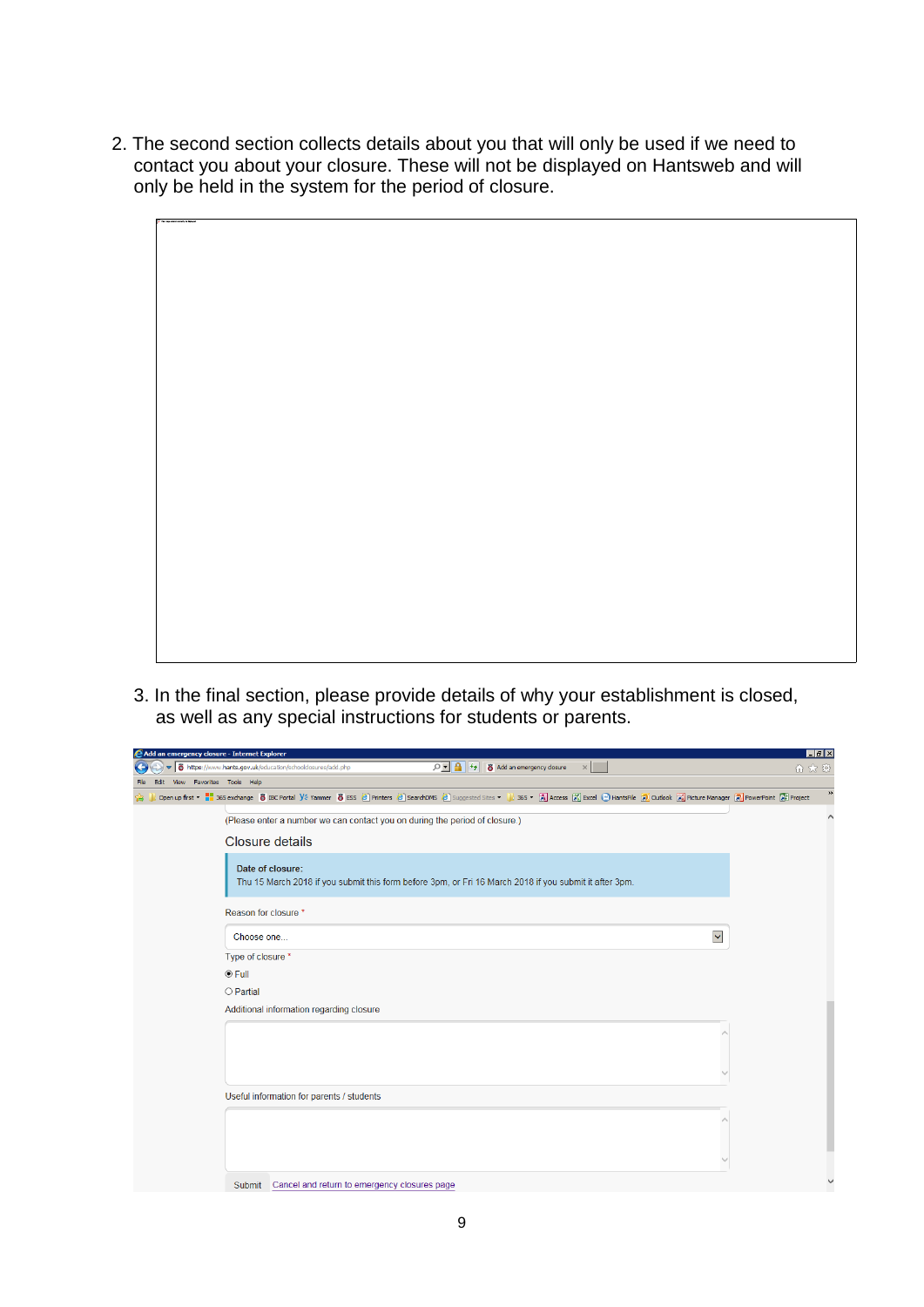2. The second section collects details about you that will only be used if we need to contact you about your closure. These will not be displayed on Hantsweb and will only be held in the system for the period of closure.

3. In the final section, please provide details of why your establishment is closed, as well as any special instructions for students or parents.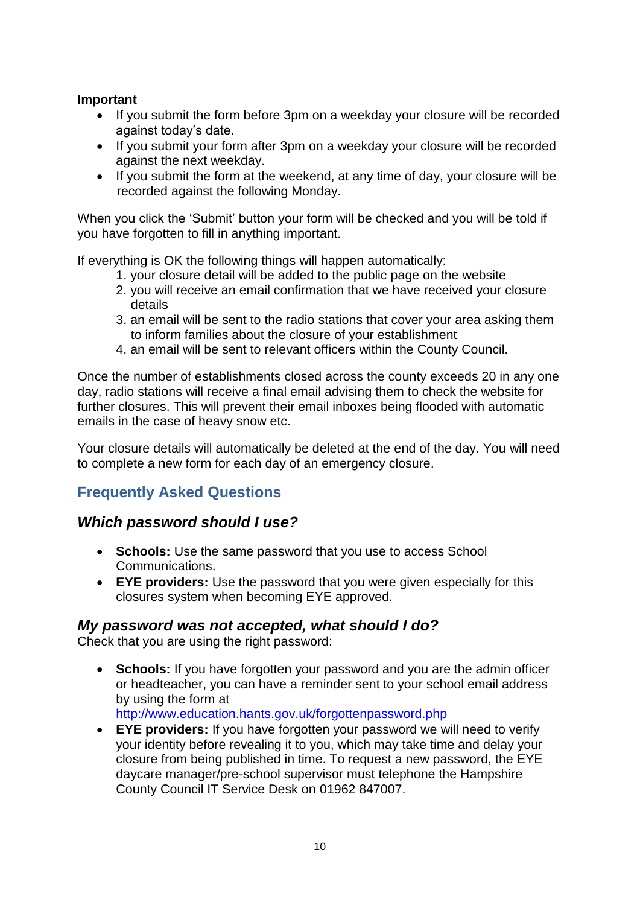**Important**

- If you submit the form before 3pm on a weekday your closure will be recorded against today's date.
- If you submit your form after 3pm on a weekday your closure will be recorded against the next weekday.
- If you submit the form at the weekend, at any time of day, your closure will be recorded against the following Monday.

When you click the 'Submit' button your form will be checked and you will be told if you have forgotten to fill in anything important.

If everything is OK the following things will happen automatically:

1. your closure detail will be added to the public page on the website
2. you will receive an email confirmation that we have received your closure details
3. an email will be sent to the radio stations that cover your area asking them to inform families about the closure of your establishment
4. an email will be sent to relevant officers within the County Council.

Once the number of establishments closed across the county exceeds 20 in any one day, radio stations will receive a final email advising them to check the website for further closures. This will prevent their email inboxes being flooded with automatic emails in the case of heavy snow etc.

Your closure details will automatically be deleted at the end of the day. You will need to complete a new form for each day of an emergency closure.

## Frequently Asked Questions

### *Which password should I use?*

- **Schools:** Use the same password that you use to access School Communications.
- **EYE providers:** Use the password that you were given especially for this closures system when becoming EYE approved.

### *My password was not accepted, what should I do?*

Check that you are using the right password:

- **Schools:** If you have forgotten your password and you are the admin officer or headteacher, you can have a reminder sent to your school email address by using the form at http://www.education.hants.gov.uk/forgottenpassword.php
- **EYE providers:** If you have forgotten your password we will need to verify your identity before revealing it to you, which may take time and delay your closure from being published in time. To request a new password, the EYE daycare manager/pre-school supervisor must telephone the Hampshire County Council IT Service Desk on 01962 847007.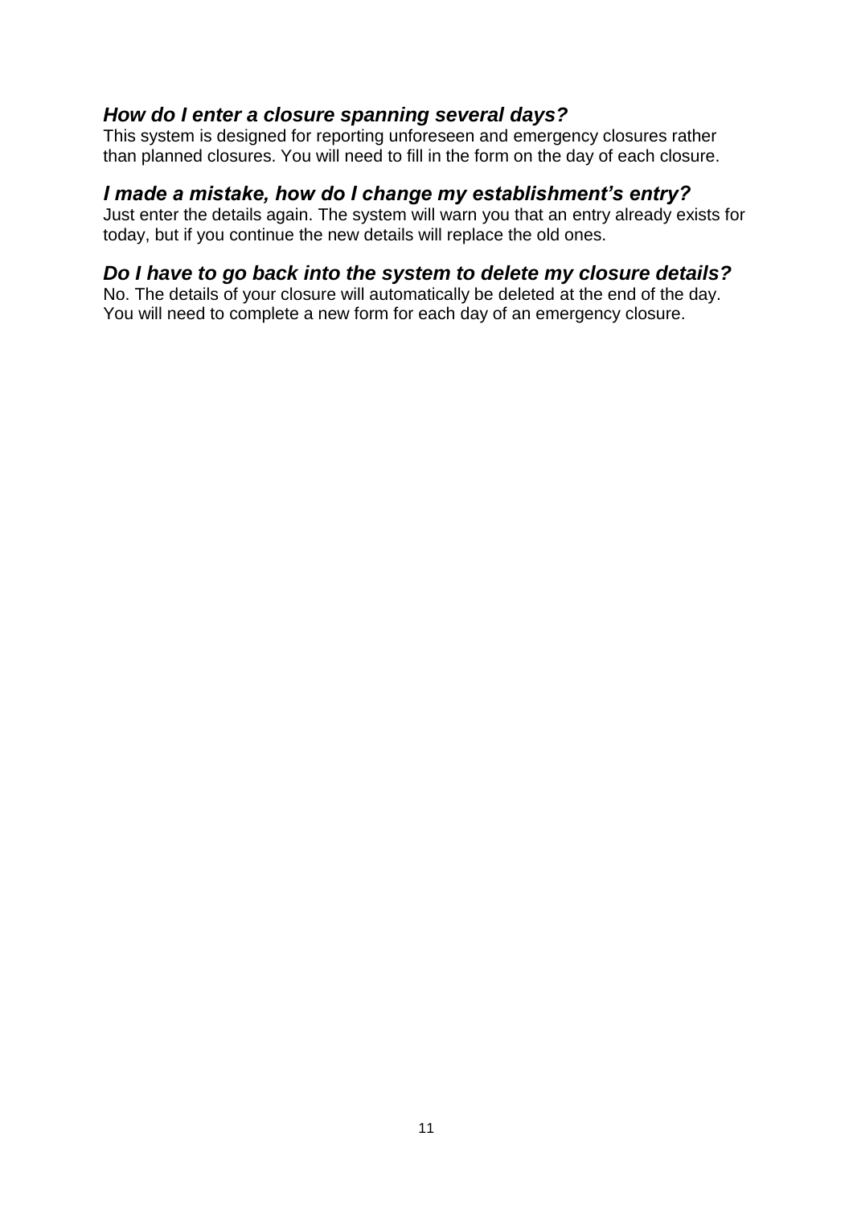### *How do I enter a closure spanning several days?*

This system is designed for reporting unforeseen and emergency closures rather than planned closures. You will need to fill in the form on the day of each closure.

### *I made a mistake, how do I change my establishment's entry?*

Just enter the details again. The system will warn you that an entry already exists for today, but if you continue the new details will replace the old ones.

### *Do I have to go back into the system to delete my closure details?*

No. The details of your closure will automatically be deleted at the end of the day. You will need to complete a new form for each day of an emergency closure.